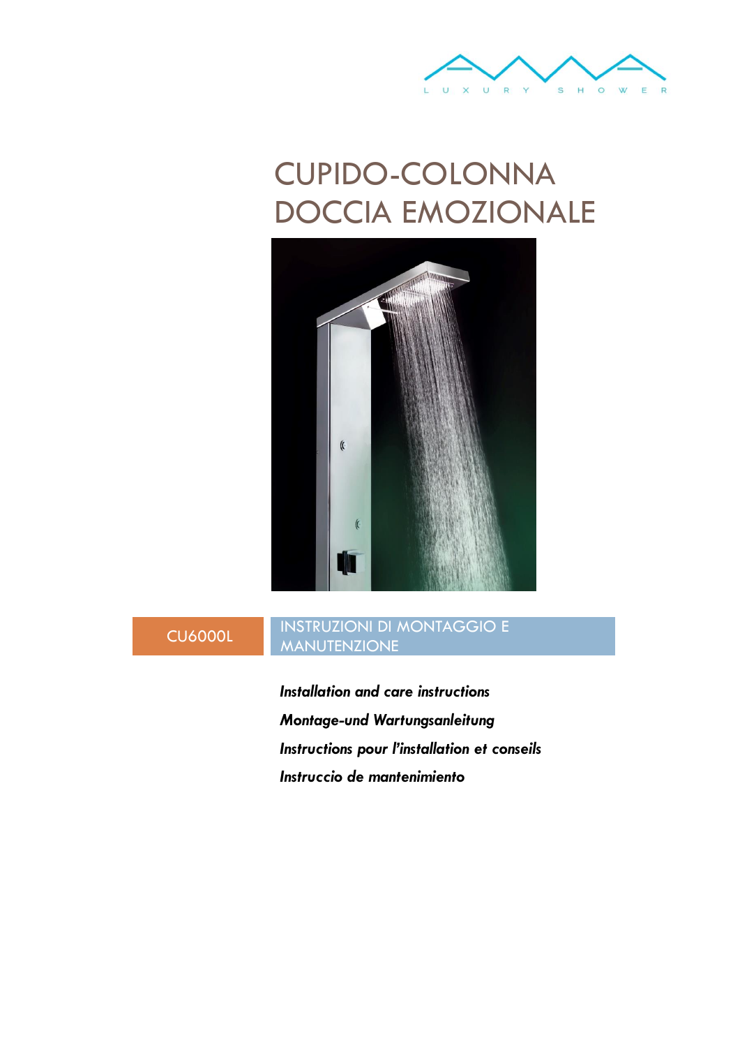LUXURY SHOWER

# CUPIDO-COLONNA DOCCIA EMOZIONALE

CU6000L

INSTRUZIONI DI MONTAGGIO E MANUTENZIONE

*Installation and care instructions*

*Montage-und Wartungsanleitung*

*Instructions pour l'installation et conseils*

*Instruccio de mantenimiento*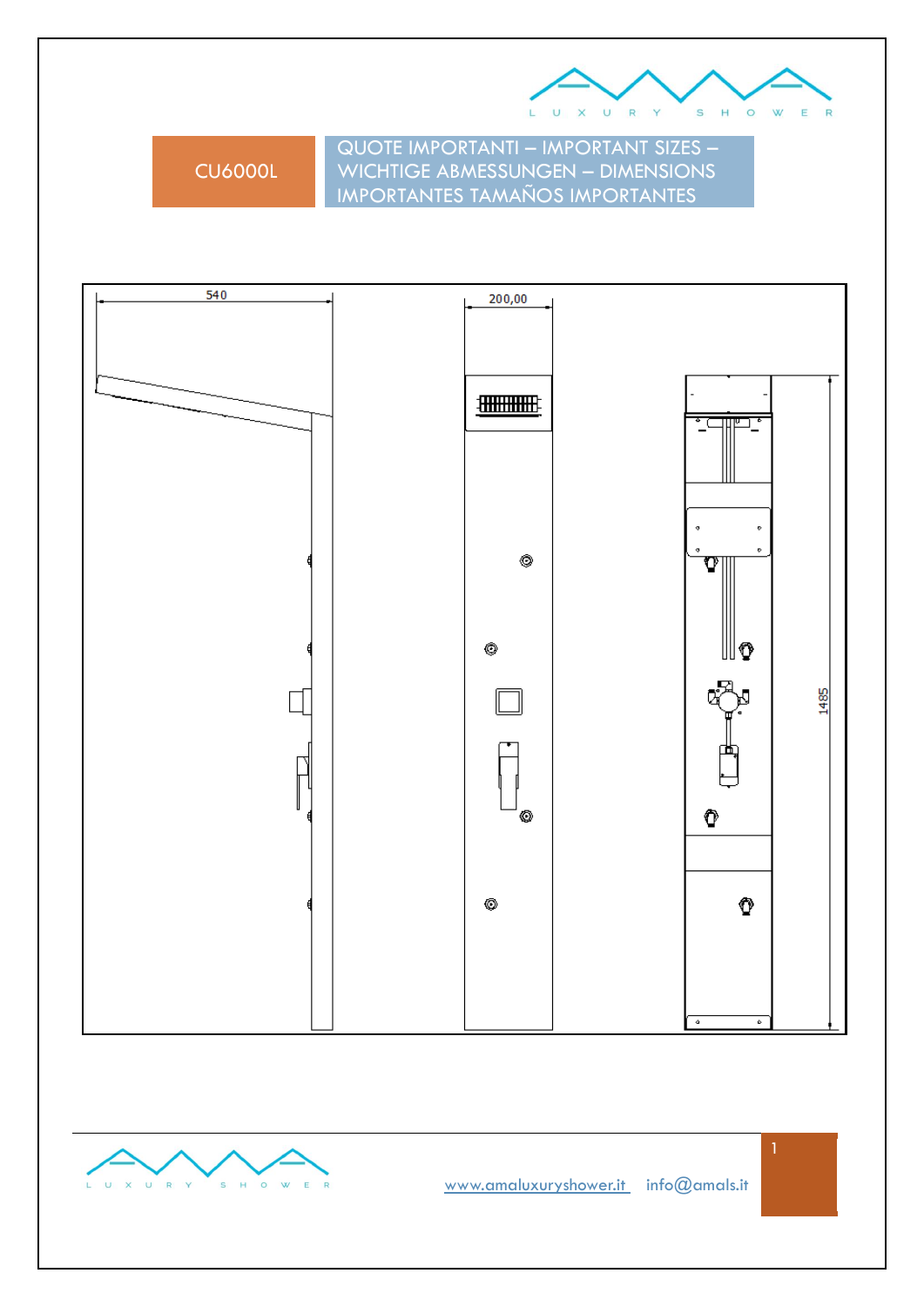CU6000L

QUOTE IMPORTANTI – IMPORTANT SIZES – WICHTIGE ABMESSUNGEN – DIMENSIONS IMPORTANTES TAMAÑOS IMPORTANTES

540

200,00

1485

www.amaluxuryshower.it info@amals.it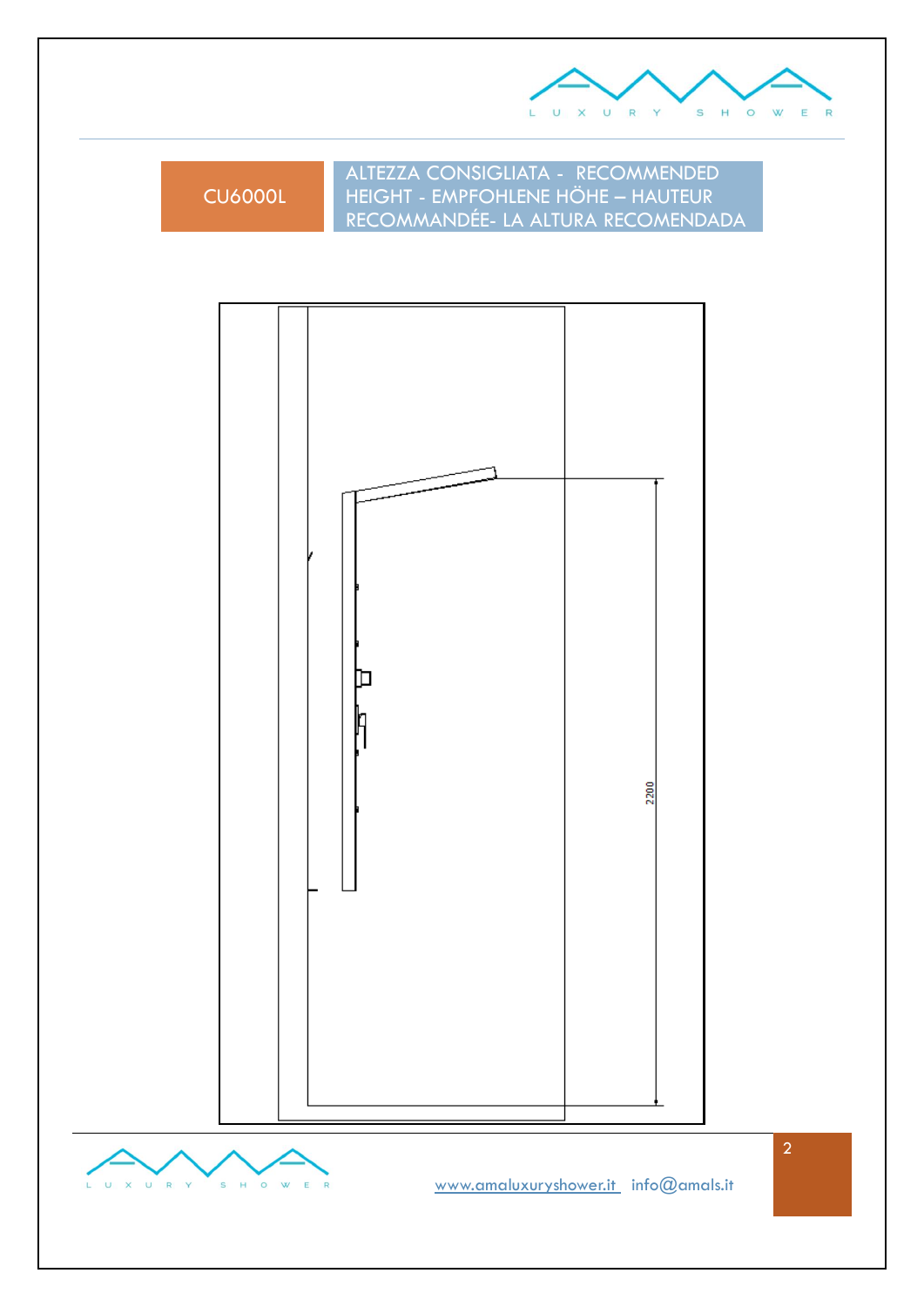CU6000L

ALTEZZA CONSIGLIATA - RECOMMENDED HEIGHT - EMPFOHLENE HÖHE – HAUTEUR RECOMMANDÉE- LA ALTURA RECOMENDADA

2200

www.amaluxuryshower.it info@amals.it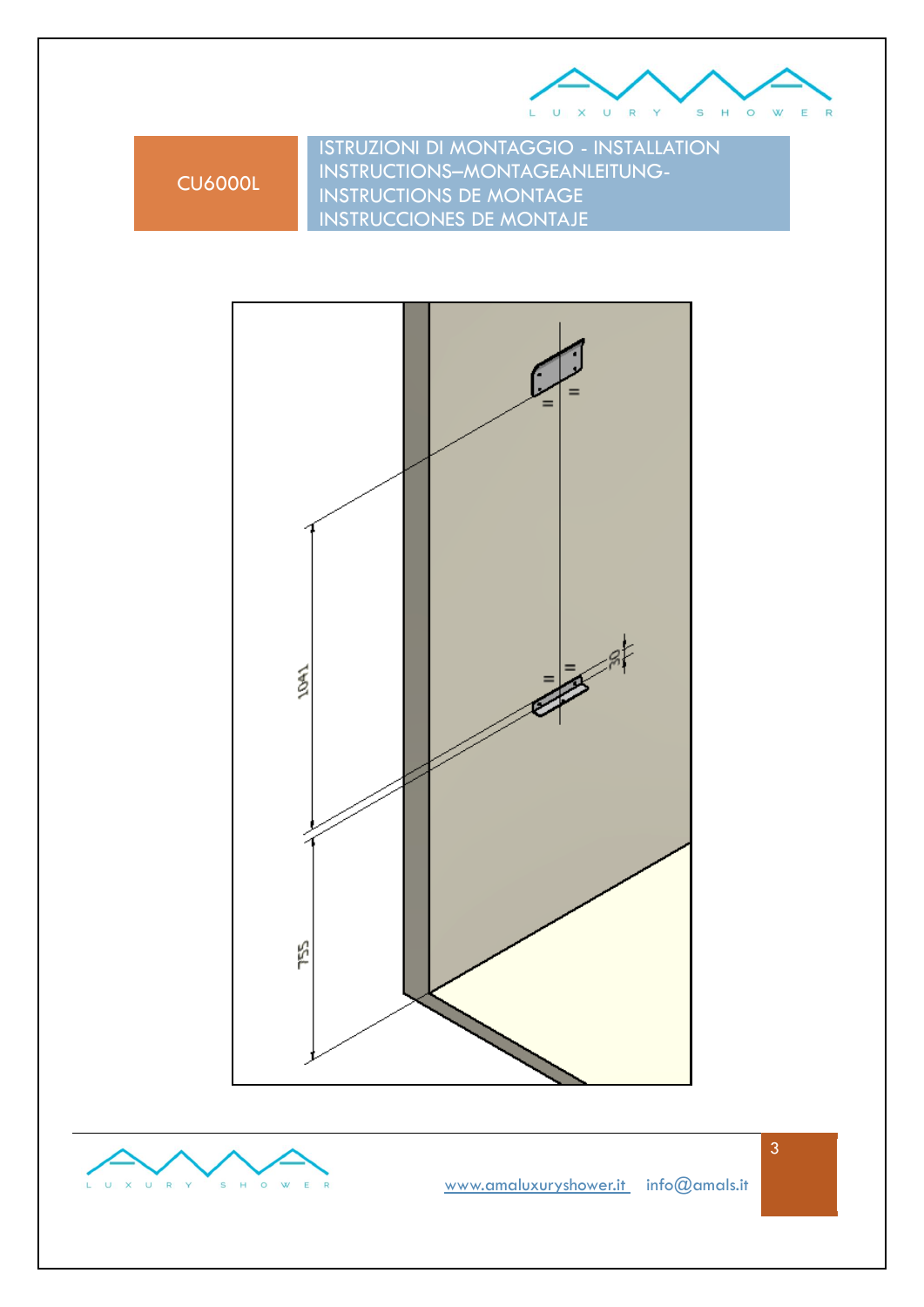CU6000L

ISTRUZIONI DI MONTAGGIO - INSTALLATION INSTRUCTIONS–MONTAGEANLEITUNG- INSTRUCTIONS DE MONTAGE INSTRUCCIONES DE MONTAJE

1041

755

30

=

=

=

=

www.amaluxuryshower.it info@amals.it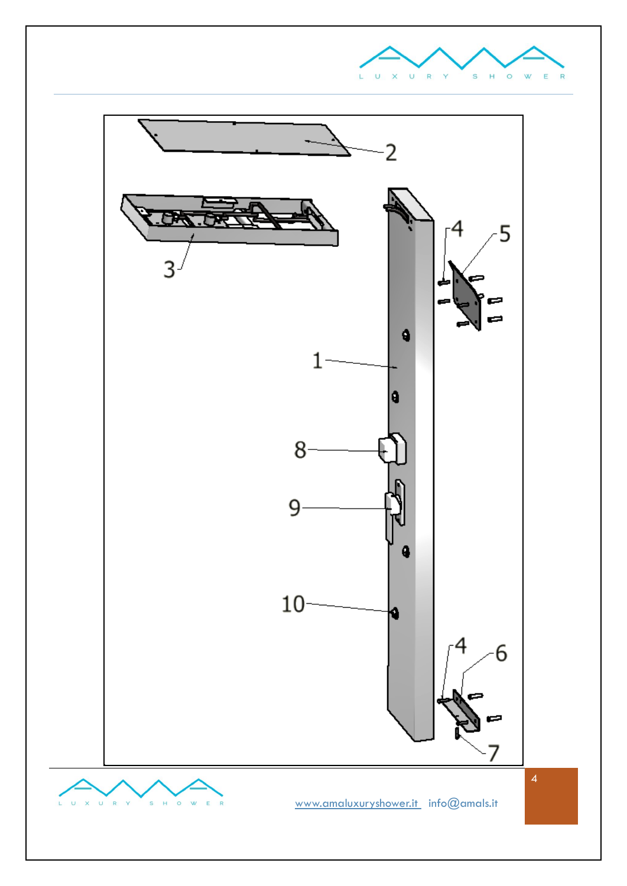2

3

1

4

5

8

9

10

4

6

7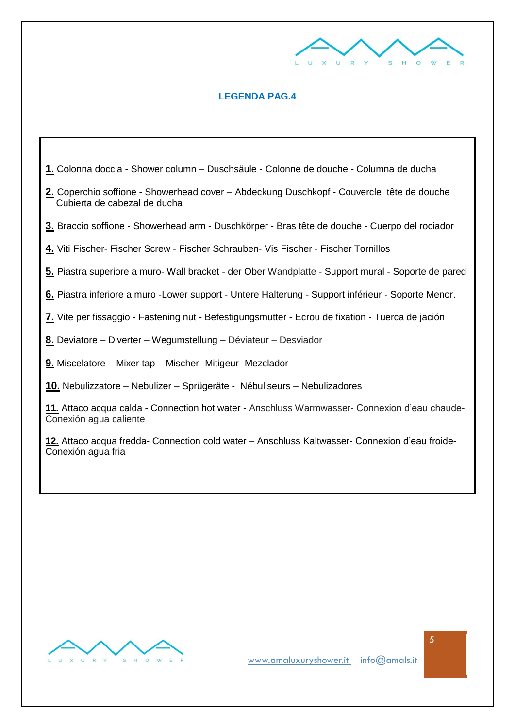## LEGENDA PAG.4

**1.** Colonna doccia - Shower column – Duschsäule - Colonne de douche - Columna de ducha

**2.** Coperchio soffione - Showerhead cover – Abdeckung Duschkopf - Couvercle tête de douche Cubierta de cabezal de ducha

**3.** Braccio soffione - Showerhead arm - Duschkörper - Bras tête de douche - Cuerpo del rociador

**4.** Viti Fischer- Fischer Screw - Fischer Schrauben- Vis Fischer - Fischer Tornillos

**5.** Piastra superiore a muro- Wall bracket - der Ober Wandplatte - Support mural - Soporte de pared

**6.** Piastra inferiore a muro -Lower support - Untere Halterung - Support inférieur - Soporte Menor.

**7.** Vite per fissaggio - Fastening nut - Befestigungsmutter - Ecrou de fixation - Tuerca de jación

**8.** Deviatore – Diverter – Wegumstellung – Déviateur – Desviador

**9.** Miscelatore – Mixer tap – Mischer- Mitigeur- Mezclador

**10.** Nebulizzatore – Nebulizer – Sprügeräte - Nébuliseurs – Nebulizadores

**11.** Attaco acqua calda - Connection hot water - Anschluss Warmwasser- Connexion d'eau chaude- Conexión agua caliente

**12.** Attaco acqua fredda- Connection cold water – Anschluss Kaltwasser- Connexion d'eau froide- Conexión agua fria

www.amaluxuryshower.it info@amals.it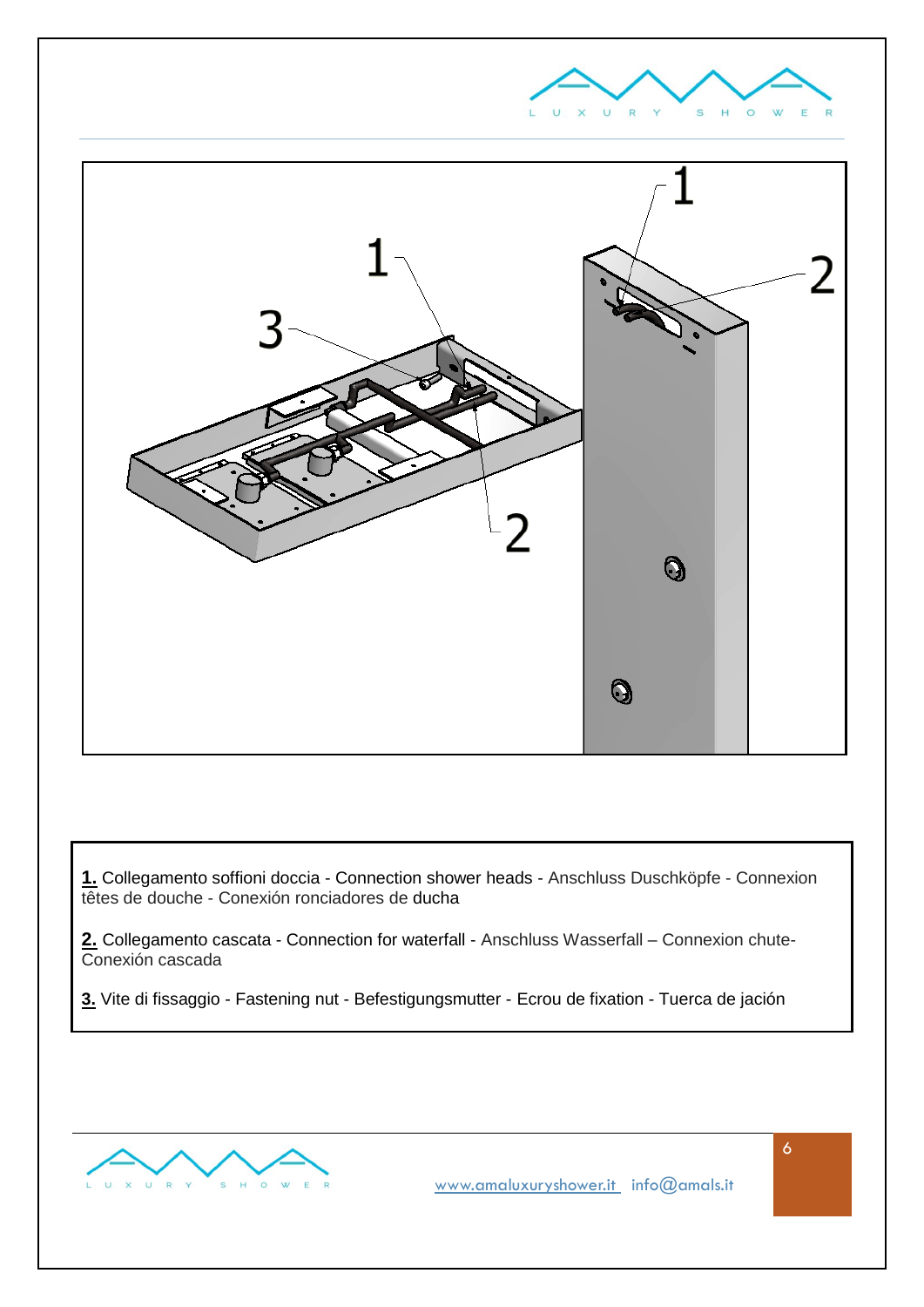1
1
2
3
2

**1.** Collegamento soffioni doccia - Connection shower heads - Anschluss Duschköpfe - Connexion têtes de douche - Conexión ronciadores de ducha

**2.** Collegamento cascata - Connection for waterfall - Anschluss Wasserfall – Connexion chute- Conexión cascada

**3.** Vite di fissaggio - Fastening nut - Befestigungsmutter - Ecrou de fixation - Tuerca de jación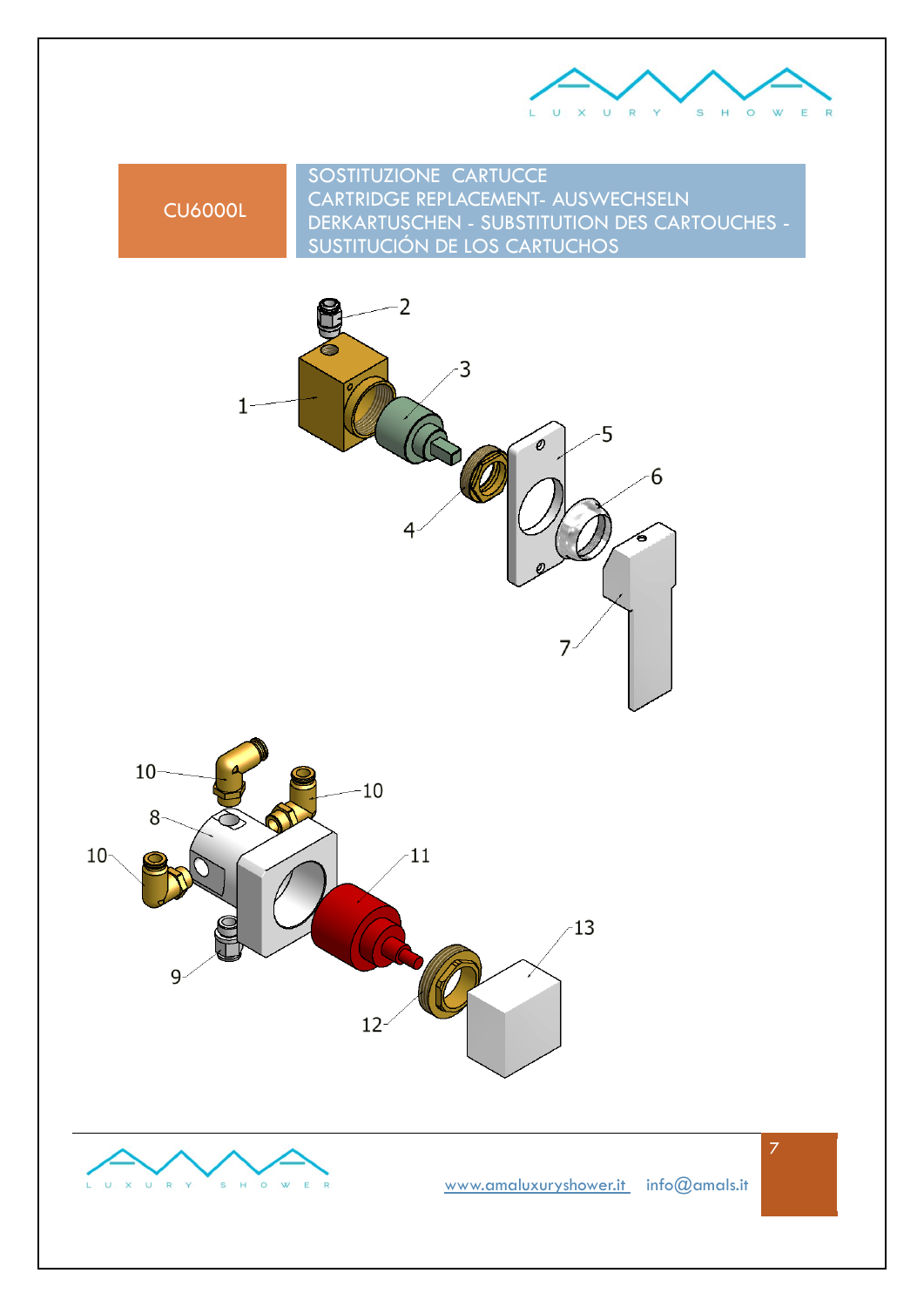CU6000L

SOSTITUZIONE CARTUCCE
CARTRIDGE REPLACEMENT- AUSWECHSELN DERKARTUSCHEN - SUBSTITUTION DES CARTOUCHES - SUSTITUCIÓN DE LOS CARTUCHOS

2
3
1
5
6
4
7

10
10
8
10
11
13
9
12

www.amaluxuryshower.it info@amals.it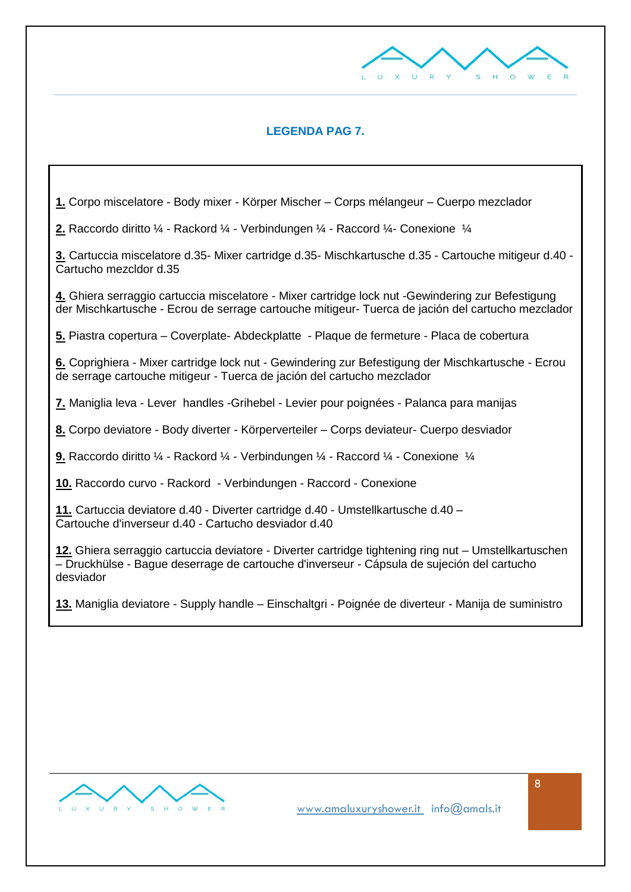## LEGENDA PAG 7.

**1.** Corpo miscelatore - Body mixer - Körper Mischer – Corps mélangeur – Cuerpo mezclador

**2.** Raccordo diritto ¼ - Rackord ¼ - Verbindungen ¼ - Raccord ¼- Conexione ¼

**3.** Cartuccia miscelatore d.35- Mixer cartridge d.35- Mischkartusche d.35 - Cartouche mitigeur d.40 - Cartucho mezcldor d.35

**4.** Ghiera serraggio cartuccia miscelatore - Mixer cartridge lock nut -Gewindering zur Befestigung der Mischkartusche - Ecrou de serrage cartouche mitigeur- Tuerca de jación del cartucho mezclador

**5.** Piastra copertura – Coverplate- Abdeckplatte - Plaque de fermeture - Placa de cobertura

**6.** Coprighiera - Mixer cartridge lock nut - Gewindering zur Befestigung der Mischkartusche - Ecrou de serrage cartouche mitigeur - Tuerca de jación del cartucho mezclador

**7.** Maniglia leva - Lever handles -Grihebel - Levier pour poignées - Palanca para manijas

**8.** Corpo deviatore - Body diverter - Körperverteiler – Corps deviateur- Cuerpo desviador

**9.** Raccordo diritto ¼ - Rackord ¼ - Verbindungen ¼ - Raccord ¼ - Conexione ¼

**10.** Raccordo curvo - Rackord - Verbindungen - Raccord - Conexione

**11.** Cartuccia deviatore d.40 - Diverter cartridge d.40 - Umstellkartusche d.40 – Cartouche d'inverseur d.40 - Cartucho desviador d.40

**12.** Ghiera serraggio cartuccia deviatore - Diverter cartridge tightening ring nut – Umstellkartuschen – Druckhülse - Bague deserrage de cartouche d'inverseur - Cápsula de sujeción del cartucho desviador

**13.** Maniglia deviatore - Supply handle – Einschaltgri - Poignée de diverteur - Manija de suministro

www.amaluxuryshower.it info@amals.it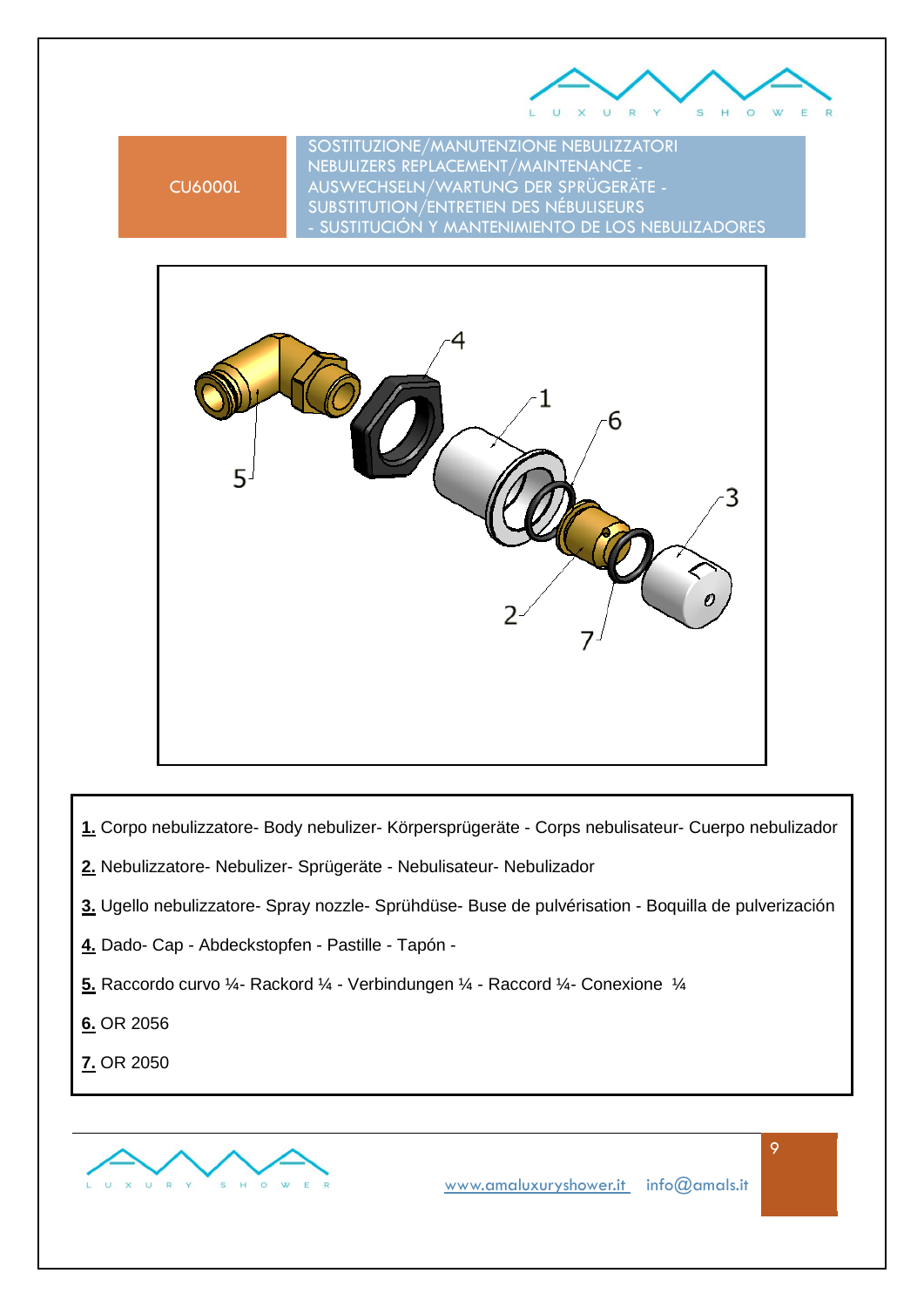CU6000L

SOSTITUZIONE/MANUTENZIONE NEBULIZZATORI
NEBULIZERS REPLACEMENT/MAINTENANCE -
AUSWECHSELN/WARTUNG DER SPRÜGERÄTE -
SUBSTITUTION/ENTRETIEN DES NÉBULISEURS
- SUSTITUCIÓN Y MANTENIMIENTO DE LOS NEBULIZADORES

4
1
6
5
3
2
7

**1.** Corpo nebulizzatore- Body nebulizer- Körpersprügeräte - Corps nebulisateur- Cuerpo nebulizador

**2.** Nebulizzatore- Nebulizer- Sprügeräte - Nebulisateur- Nebulizador

**3.** Ugello nebulizzatore- Spray nozzle- Sprühdüse- Buse de pulvérisation - Boquilla de pulverización

**4.** Dado- Cap - Abdeckstopfen - Pastille - Tapón -

**5.** Raccordo curvo ¼- Rackord ¼ - Verbindungen ¼ - Raccord ¼- Conexione ¼

**6.** OR 2056

**7.** OR 2050

www.amaluxuryshower.it info@amals.it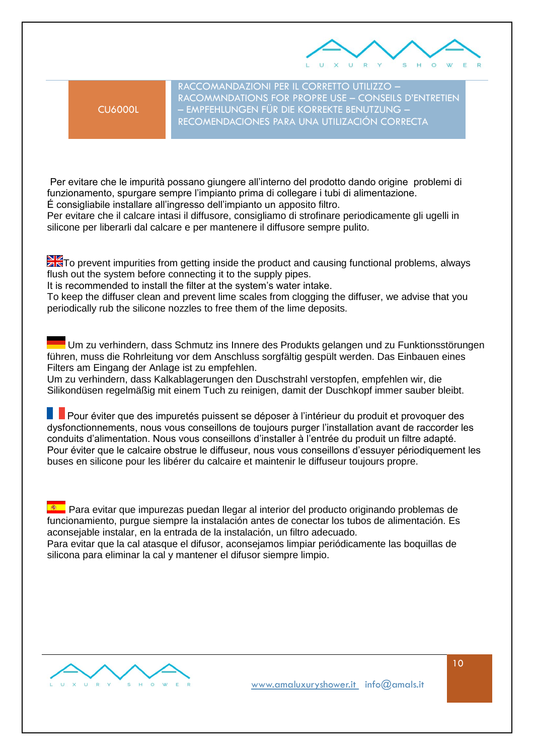CU6000L

RACCOMANDAZIONI PER IL CORRETTO UTILIZZO – RACOMMNDATIONS FOR PROPRE USE – CONSEILS D'ENTRETIEN – EMPFEHLUNGEN FÜR DIE KORREKTE BENUTZUNG – RECOMENDACIONES PARA UNA UTILIZACIÓN CORRECTA

Per evitare che le impurità possano giungere all'interno del prodotto dando origine problemi di funzionamento, spurgare sempre l'impianto prima di collegare i tubi di alimentazione.
É consigliabile installare all'ingresso dell'impianto un apposito filtro.
Per evitare che il calcare intasi il diffusore, consigliamo di strofinare periodicamente gli ugelli in silicone per liberarli dal calcare e per mantenere il diffusore sempre pulito.

To prevent impurities from getting inside the product and causing functional problems, always flush out the system before connecting it to the supply pipes.
It is recommended to install the filter at the system's water intake.
To keep the diffuser clean and prevent lime scales from clogging the diffuser, we advise that you periodically rub the silicone nozzles to free them of the lime deposits.

Um zu verhindern, dass Schmutz ins Innere des Produkts gelangen und zu Funktionsstörungen führen, muss die Rohrleitung vor dem Anschluss sorgfältig gespült werden. Das Einbauen eines Filters am Eingang der Anlage ist zu empfehlen.
Um zu verhindern, dass Kalkablagerungen den Duschstrahl verstopfen, empfehlen wir, die Silikondüsen regelmäßig mit einem Tuch zu reinigen, damit der Duschkopf immer sauber bleibt.

Pour éviter que des impuretés puissent se déposer à l'intérieur du produit et provoquer des dysfonctionnements, nous vous conseillons de toujours purger l'installation avant de raccorder les conduits d'alimentation. Nous vous conseillons d'installer à l'entrée du produit un filtre adapté.
Pour éviter que le calcaire obstrue le diffuseur, nous vous conseillons d'essuyer périodiquement les buses en silicone pour les libérer du calcaire et maintenir le diffuseur toujours propre.

Para evitar que impurezas puedan llegar al interior del producto originando problemas de funcionamiento, purgue siempre la instalación antes de conectar los tubos de alimentación. Es aconsejable instalar, en la entrada de la instalación, un filtro adecuado.
Para evitar que la cal atasque el difusor, aconsejamos limpiar periódicamente las boquillas de silicona para eliminar la cal y mantener el difusor siempre limpio.

www.amaluxuryshower.it info@amals.it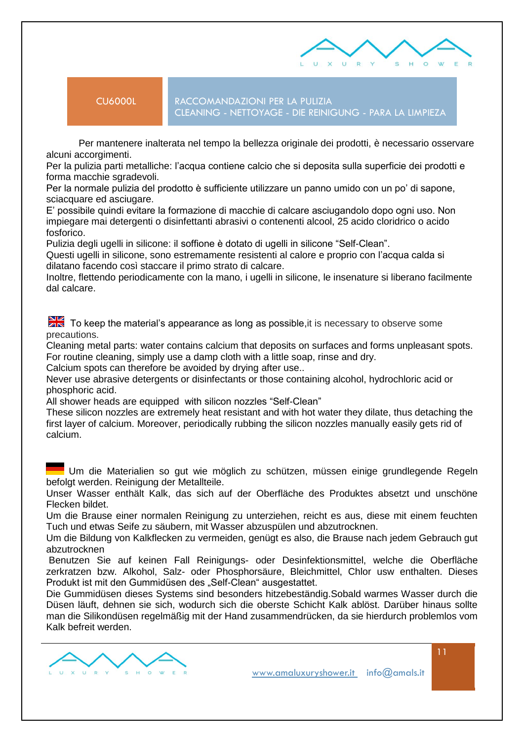CU6000L

RACCOMANDAZIONI PER LA PULIZIA
CLEANING - NETTOYAGE - DIE REINIGUNG - PARA LA LIMPIEZA

Per mantenere inalterata nel tempo la bellezza originale dei prodotti, è necessario osservare alcuni accorgimenti.
Per la pulizia parti metalliche: l'acqua contiene calcio che si deposita sulla superficie dei prodotti e forma macchie sgradevoli.
Per la normale pulizia del prodotto è sufficiente utilizzare un panno umido con un po' di sapone, sciacquare ed asciugare.
E' possibile quindi evitare la formazione di macchie di calcare asciugandolo dopo ogni uso. Non impiegare mai detergenti o disinfettanti abrasivi o contenenti alcool, 25 acido cloridrico o acido fosforico.
Pulizia degli ugelli in silicone: il soffione è dotato di ugelli in silicone "Self-Clean".
Questi ugelli in silicone, sono estremamente resistenti al calore e proprio con l'acqua calda si dilatano facendo così staccare il primo strato di calcare.
Inoltre, flettendo periodicamente con la mano, i ugelli in silicone, le insenature si liberano facilmente dal calcare.

To keep the material's appearance as long as possible,it is necessary to observe some precautions.
Cleaning metal parts: water contains calcium that deposits on surfaces and forms unpleasant spots.
For routine cleaning, simply use a damp cloth with a little soap, rinse and dry.
Calcium spots can therefore be avoided by drying after use..
Never use abrasive detergents or disinfectants or those containing alcohol, hydrochloric acid or phosphoric acid.
All shower heads are equipped with silicon nozzles "Self-Clean"
These silicon nozzles are extremely heat resistant and with hot water they dilate, thus detaching the first layer of calcium. Moreover, periodically rubbing the silicon nozzles manually easily gets rid of calcium.

Um die Materialien so gut wie möglich zu schützen, müssen einige grundlegende Regeln befolgt werden. Reinigung der Metallteile.
Unser Wasser enthält Kalk, das sich auf der Oberfläche des Produktes absetzt und unschöne Flecken bildet.
Um die Brause einer normalen Reinigung zu unterziehen, reicht es aus, diese mit einem feuchten Tuch und etwas Seife zu säubern, mit Wasser abzuspülen und abzutrocknen.
Um die Bildung von Kalkflecken zu vermeiden, genügt es also, die Brause nach jedem Gebrauch gut abzutrocknen
Benutzen Sie auf keinen Fall Reinigungs- oder Desinfektionsmittel, welche die Oberfläche zerkratzen bzw. Alkohol, Salz- oder Phosphorsäure, Bleichmittel, Chlor usw enthalten. Dieses Produkt ist mit den Gummidüsen des „Self-Clean" ausgestattet.
Die Gummidüsen dieses Systems sind besonders hitzebeständig.Sobald warmes Wasser durch die Düsen läuft, dehnen sie sich, wodurch sich die oberste Schicht Kalk ablöst. Darüber hinaus sollte man die Silikondüsen regelmäßig mit der Hand zusammendrücken, da sie hierdurch problemlos vom Kalk befreit werden.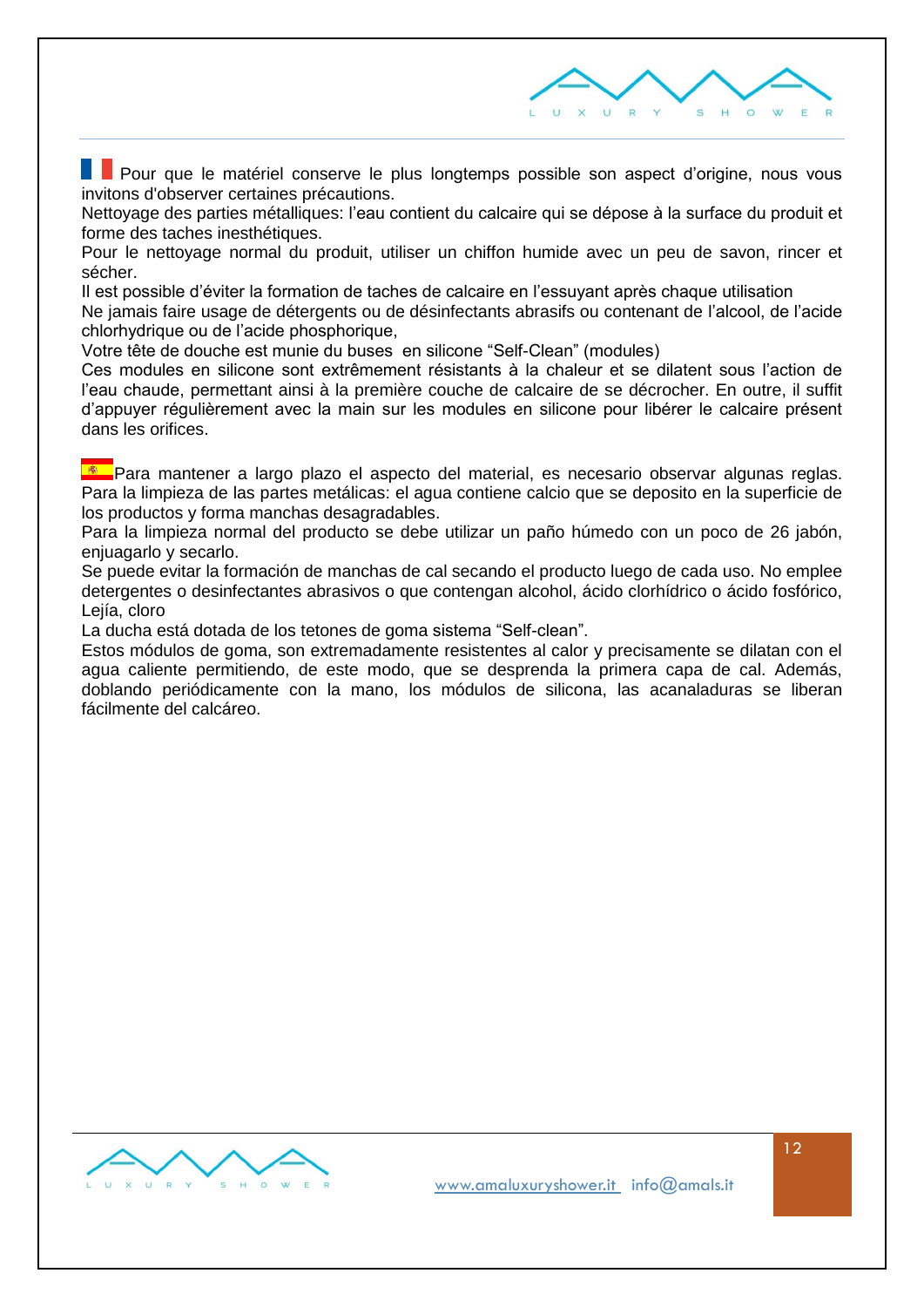Pour que le matériel conserve le plus longtemps possible son aspect d'origine, nous vous invitons d'observer certaines précautions.
Nettoyage des parties métalliques: l'eau contient du calcaire qui se dépose à la surface du produit et forme des taches inesthétiques.
Pour le nettoyage normal du produit, utiliser un chiffon humide avec un peu de savon, rincer et sécher.
Il est possible d'éviter la formation de taches de calcaire en l'essuyant après chaque utilisation
Ne jamais faire usage de détergents ou de désinfectants abrasifs ou contenant de l'alcool, de l'acide chlorhydrique ou de l'acide phosphorique,
Votre tête de douche est munie du buses en silicone "Self-Clean" (modules)
Ces modules en silicone sont extrêmement résistants à la chaleur et se dilatent sous l'action de l'eau chaude, permettant ainsi à la première couche de calcaire de se décrocher. En outre, il suffit d'appuyer régulièrement avec la main sur les modules en silicone pour libérer le calcaire présent dans les orifices.

Para mantener a largo plazo el aspecto del material, es necesario observar algunas reglas.
Para la limpieza de las partes metálicas: el agua contiene calcio que se deposito en la superficie de los productos y forma manchas desagradables.
Para la limpieza normal del producto se debe utilizar un paño húmedo con un poco de 26 jabón, enjuagarlo y secarlo.
Se puede evitar la formación de manchas de cal secando el producto luego de cada uso. No emplee detergentes o desinfectantes abrasivos o que contengan alcohol, ácido clorhídrico o ácido fosfórico, Lejía, cloro
La ducha está dotada de los tetones de goma sistema "Self-clean".
Estos módulos de goma, son extremadamente resistentes al calor y precisamente se dilatan con el agua caliente permitiendo, de este modo, que se desprenda la primera capa de cal. Además, doblando periódicamente con la mano, los módulos de silicona, las acanaladuras se liberan fácilmente del calcáreo.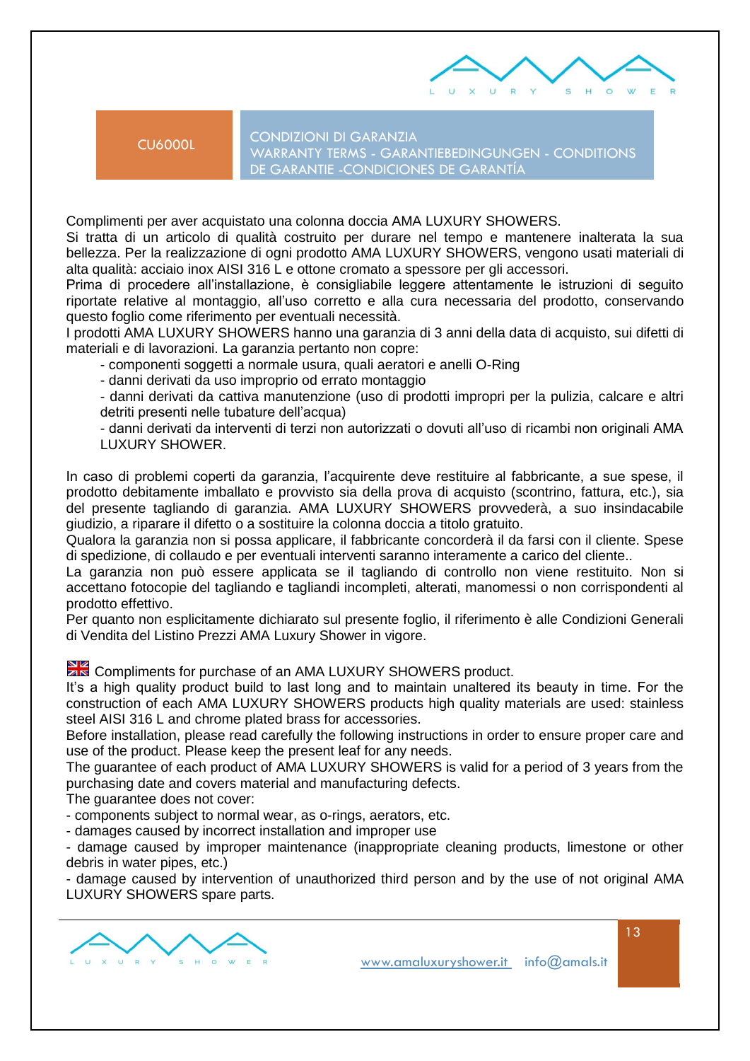CU6000L

**CONDIZIONI DI GARANZIA**
**WARRANTY TERMS - GARANTIEBEDINGUNGEN - CONDITIONS DE GARANTIE -CONDICIONES DE GARANTÍA**

Complimenti per aver acquistato una colonna doccia AMA LUXURY SHOWERS.
Si tratta di un articolo di qualità costruito per durare nel tempo e mantenere inalterata la sua bellezza. Per la realizzazione di ogni prodotto AMA LUXURY SHOWERS, vengono usati materiali di alta qualità: acciaio inox AISI 316 L e ottone cromato a spessore per gli accessori.
Prima di procedere all'installazione, è consigliabile leggere attentamente le istruzioni di seguito riportate relative al montaggio, all'uso corretto e alla cura necessaria del prodotto, conservando questo foglio come riferimento per eventuali necessità.
I prodotti AMA LUXURY SHOWERS hanno una garanzia di 3 anni della data di acquisto, sui difetti di materiali e di lavorazioni. La garanzia pertanto non copre:

- componenti soggetti a normale usura, quali aeratori e anelli O-Ring
- danni derivati da uso improprio od errato montaggio
- danni derivati da cattiva manutenzione (uso di prodotti impropri per la pulizia, calcare e altri detriti presenti nelle tubature dell'acqua)
- danni derivati da interventi di terzi non autorizzati o dovuti all'uso di ricambi non originali AMA LUXURY SHOWER.

In caso di problemi coperti da garanzia, l'acquirente deve restituire al fabbricante, a sue spese, il prodotto debitamente imballato e provvisto sia della prova di acquisto (scontrino, fattura, etc.), sia del presente tagliando di garanzia. AMA LUXURY SHOWERS provvederà, a suo insindacabile giudizio, a riparare il difetto o a sostituire la colonna doccia a titolo gratuito.
Qualora la garanzia non si possa applicare, il fabbricante concorderà il da farsi con il cliente. Spese di spedizione, di collaudo e per eventuali interventi saranno interamente a carico del cliente..
La garanzia non può essere applicata se il tagliando di controllo non viene restituito. Non si accettano fotocopie del tagliando e tagliandi incompleti, alterati, manomessi o non corrispondenti al prodotto effettivo.
Per quanto non esplicitamente dichiarato sul presente foglio, il riferimento è alle Condizioni Generali di Vendita del Listino Prezzi AMA Luxury Shower in vigore.

Compliments for purchase of an AMA LUXURY SHOWERS product.
It's a high quality product build to last long and to maintain unaltered its beauty in time. For the construction of each AMA LUXURY SHOWERS products high quality materials are used: stainless steel AISI 316 L and chrome plated brass for accessories.
Before installation, please read carefully the following instructions in order to ensure proper care and use of the product. Please keep the present leaf for any needs.
The guarantee of each product of AMA LUXURY SHOWERS is valid for a period of 3 years from the purchasing date and covers material and manufacturing defects.
The guarantee does not cover:

- components subject to normal wear, as o-rings, aerators, etc.
- damages caused by incorrect installation and improper use
- damage caused by improper maintenance (inappropriate cleaning products, limestone or other debris in water pipes, etc.)
- damage caused by intervention of unauthorized third person and by the use of not original AMA LUXURY SHOWERS spare parts.

www.amaluxuryshower.it info@amals.it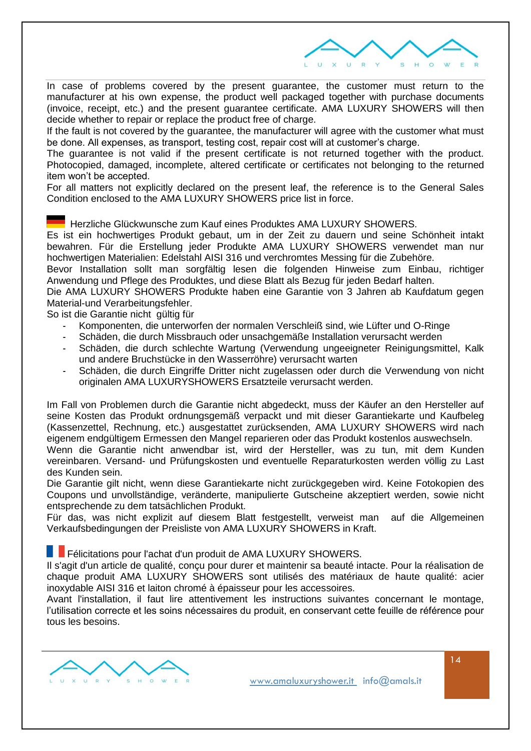In case of problems covered by the present guarantee, the customer must return to the manufacturer at his own expense, the product well packaged together with purchase documents (invoice, receipt, etc.) and the present guarantee certificate. AMA LUXURY SHOWERS will then decide whether to repair or replace the product free of charge.

If the fault is not covered by the guarantee, the manufacturer will agree with the customer what must be done. All expenses, as transport, testing cost, repair cost will at customer's charge.

The guarantee is not valid if the present certificate is not returned together with the product. Photocopied, damaged, incomplete, altered certificate or certificates not belonging to the returned item won't be accepted.

For all matters not explicitly declared on the present leaf, the reference is to the General Sales Condition enclosed to the AMA LUXURY SHOWERS price list in force.

Herzliche Glückwunsche zum Kauf eines Produktes AMA LUXURY SHOWERS.

Es ist ein hochwertiges Produkt gebaut, um in der Zeit zu dauern und seine Schönheit intakt bewahren. Für die Erstellung jeder Produkte AMA LUXURY SHOWERS verwendet man nur hochwertigen Materialien: Edelstahl AISI 316 und verchromtes Messing für die Zubehöre.

Bevor Installation sollt man sorgfältig lesen die folgenden Hinweise zum Einbau, richtiger Anwendung und Pflege des Produktes, und diese Blatt als Bezug für jeden Bedarf halten.

Die AMA LUXURY SHOWERS Produkte haben eine Garantie von 3 Jahren ab Kaufdatum gegen Material-und Verarbeitungsfehler.

So ist die Garantie nicht gültig für

- Komponenten, die unterworfen der normalen Verschleiß sind, wie Lüfter und O-Ringe
- Schäden, die durch Missbrauch oder unsachgemäße Installation verursacht werden
- Schäden, die durch schlechte Wartung (Verwendung ungeeigneter Reinigungsmittel, Kalk und andere Bruchstücke in den Wasserröhre) verursacht warten
- Schäden, die durch Eingriffe Dritter nicht zugelassen oder durch die Verwendung von nicht originalen AMA LUXURYSHOWERS Ersatzteile verursacht werden.

Im Fall von Problemen durch die Garantie nicht abgedeckt, muss der Käufer an den Hersteller auf seine Kosten das Produkt ordnungsgemäß verpackt und mit dieser Garantiekarte und Kaufbeleg (Kassenzettel, Rechnung, etc.) ausgestattet zurücksenden, AMA LUXURY SHOWERS wird nach eigenem endgültigem Ermessen den Mangel reparieren oder das Produkt kostenlos auswechseln.

Wenn die Garantie nicht anwendbar ist, wird der Hersteller, was zu tun, mit dem Kunden vereinbaren. Versand- und Prüfungskosten und eventuelle Reparaturkosten werden völlig zu Last des Kunden sein.

Die Garantie gilt nicht, wenn diese Garantiekarte nicht zurückgegeben wird. Keine Fotokopien des Coupons und unvollständige, veränderte, manipulierte Gutscheine akzeptiert werden, sowie nicht entsprechende zu dem tatsächlichen Produkt.

Für das, was nicht explizit auf diesem Blatt festgestellt, verweist man auf die Allgemeinen Verkaufsbedingungen der Preisliste von AMA LUXURY SHOWERS in Kraft.

Félicitations pour l'achat d'un produit de AMA LUXURY SHOWERS.

Il s'agit d'un article de qualité, conçu pour durer et maintenir sa beauté intacte. Pour la réalisation de chaque produit AMA LUXURY SHOWERS sont utilisés des matériaux de haute qualité: acier inoxydable AISI 316 et laiton chromé à épaisseur pour les accessoires.

Avant l'installation, il faut lire attentivement les instructions suivantes concernant le montage, l'utilisation correcte et les soins nécessaires du produit, en conservant cette feuille de référence pour tous les besoins.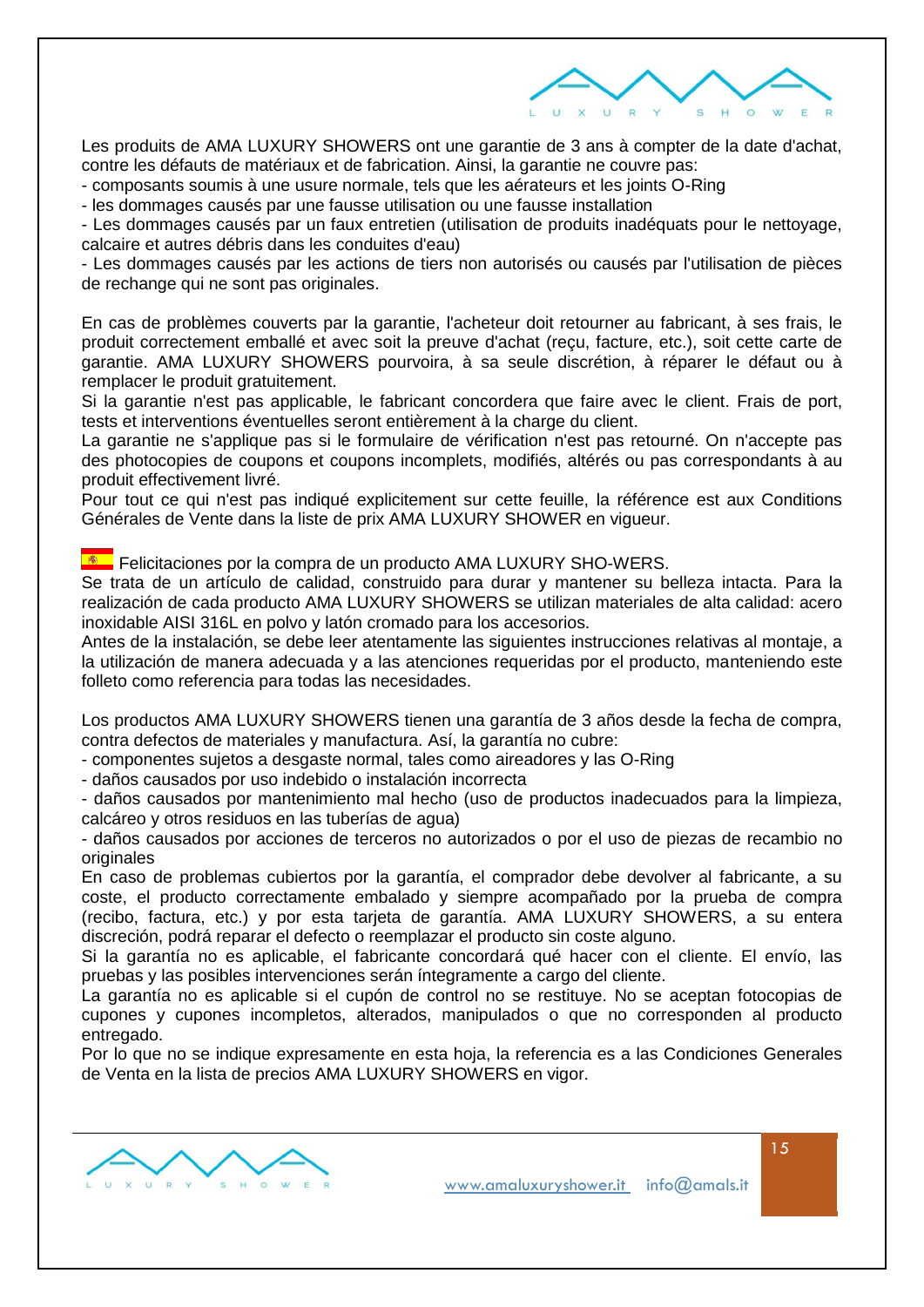Les produits de AMA LUXURY SHOWERS ont une garantie de 3 ans à compter de la date d'achat, contre les défauts de matériaux et de fabrication. Ainsi, la garantie ne couvre pas:

- composants soumis à une usure normale, tels que les aérateurs et les joints O-Ring
- les dommages causés par une fausse utilisation ou une fausse installation
- Les dommages causés par un faux entretien (utilisation de produits inadéquats pour le nettoyage, calcaire et autres débris dans les conduites d'eau)
- Les dommages causés par les actions de tiers non autorisés ou causés par l'utilisation de pièces de rechange qui ne sont pas originales.

En cas de problèmes couverts par la garantie, l'acheteur doit retourner au fabricant, à ses frais, le produit correctement emballé et avec soit la preuve d'achat (reçu, facture, etc.), soit cette carte de garantie. AMA LUXURY SHOWERS pourvoira, à sa seule discrétion, à réparer le défaut ou à remplacer le produit gratuitement.

Si la garantie n'est pas applicable, le fabricant concordera que faire avec le client. Frais de port, tests et interventions éventuelles seront entièrement à la charge du client.

La garantie ne s'applique pas si le formulaire de vérification n'est pas retourné. On n'accepte pas des photocopies de coupons et coupons incomplets, modifiés, altérés ou pas correspondants à au produit effectivement livré.

Pour tout ce qui n'est pas indiqué explicitement sur cette feuille, la référence est aux Conditions Générales de Vente dans la liste de prix AMA LUXURY SHOWER en vigueur.

Felicitaciones por la compra de un producto AMA LUXURY SHO-WERS.

Se trata de un artículo de calidad, construido para durar y mantener su belleza intacta. Para la realización de cada producto AMA LUXURY SHOWERS se utilizan materiales de alta calidad: acero inoxidable AISI 316L en polvo y latón cromado para los accesorios.

Antes de la instalación, se debe leer atentamente las siguientes instrucciones relativas al montaje, a la utilización de manera adecuada y a las atenciones requeridas por el producto, manteniendo este folleto como referencia para todas las necesidades.

Los productos AMA LUXURY SHOWERS tienen una garantía de 3 años desde la fecha de compra, contra defectos de materiales y manufactura. Así, la garantía no cubre:

- componentes sujetos a desgaste normal, tales como aireadores y las O-Ring
- daños causados por uso indebido o instalación incorrecta
- daños causados por mantenimiento mal hecho (uso de productos inadecuados para la limpieza, calcáreo y otros residuos en las tuberías de agua)
- daños causados por acciones de terceros no autorizados o por el uso de piezas de recambio no originales

En caso de problemas cubiertos por la garantía, el comprador debe devolver al fabricante, a su coste, el producto correctamente embalado y siempre acompañado por la prueba de compra (recibo, factura, etc.) y por esta tarjeta de garantía. AMA LUXURY SHOWERS, a su entera discreción, podrá reparar el defecto o reemplazar el producto sin coste alguno.

Si la garantía no es aplicable, el fabricante concordará qué hacer con el cliente. El envío, las pruebas y las posibles intervenciones serán íntegramente a cargo del cliente.

La garantía no es aplicable si el cupón de control no se restituye. No se aceptan fotocopias de cupones y cupones incompletos, alterados, manipulados o que no corresponden al producto entregado.

Por lo que no se indique expresamente en esta hoja, la referencia es a las Condiciones Generales de Venta en la lista de precios AMA LUXURY SHOWERS en vigor.